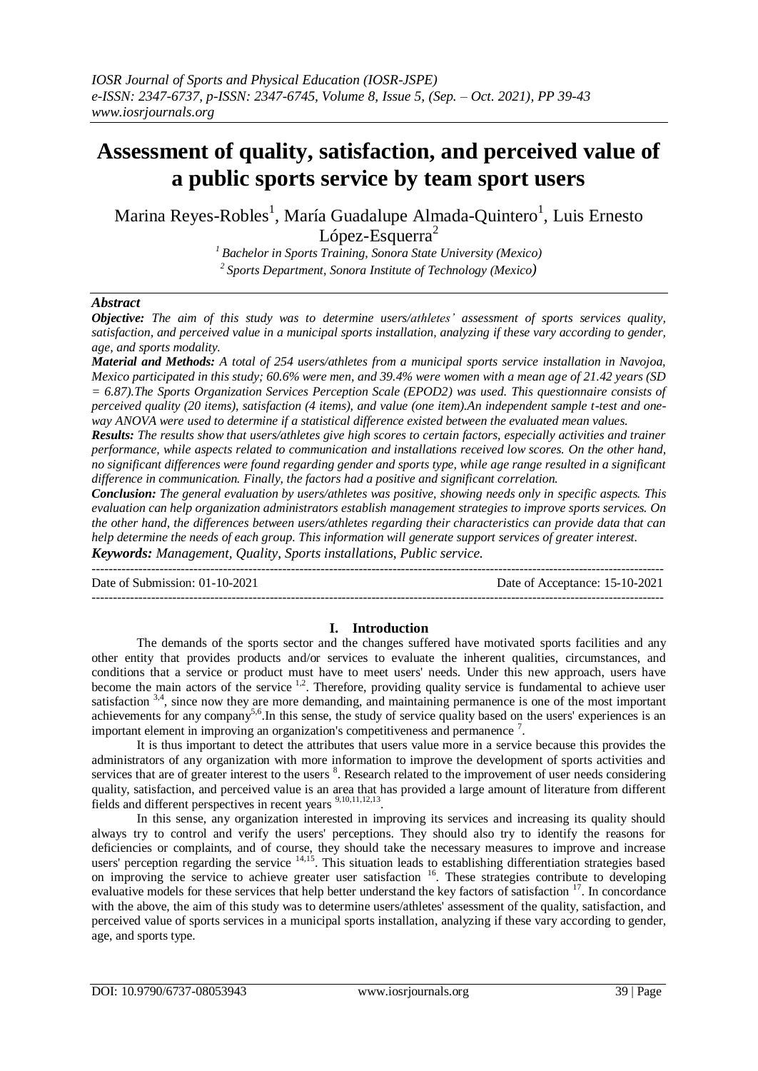# Assessment of quality, satisfaction, and perceived value of a public sports service by team sport users

Marina Reyes-Robles[1], María Guadalupe Almada-Quintero[1], Luis Ernesto López-Esquerra[2]

[1] *Bachelor in Sports Training, Sonora State University (Mexico)*
[2] *Sports Department, Sonora Institute of Technology (Mexico)*

## *Abstract*

***Objective:*** *The aim of this study was to determine users/athletes' assessment of sports services quality, satisfaction, and perceived value in a municipal sports installation, analyzing if these vary according to gender, age, and sports modality.*

***Material and Methods:*** *A total of 254 users/athletes from a municipal sports service installation in Navojoa, Mexico participated in this study; 60.6% were men, and 39.4% were women with a mean age of 21.42 years (SD = 6.87).The Sports Organization Services Perception Scale (EPOD2) was used. This questionnaire consists of perceived quality (20 items), satisfaction (4 items), and value (one item).An independent sample t-test and one-way ANOVA were used to determine if a statistical difference existed between the evaluated mean values.*

***Results:*** *The results show that users/athletes give high scores to certain factors, especially activities and trainer performance, while aspects related to communication and installations received low scores. On the other hand, no significant differences were found regarding gender and sports type, while age range resulted in a significant difference in communication. Finally, the factors had a positive and significant correlation.*

***Conclusion:*** *The general evaluation by users/athletes was positive, showing needs only in specific aspects. This evaluation can help organization administrators establish management strategies to improve sports services. On the other hand, the differences between users/athletes regarding their characteristics can provide data that can help determine the needs of each group. This information will generate support services of greater interest.*

***Keywords:*** *Management, Quality, Sports installations, Public service.*

---

Date of Submission: 01-10-2021 | Date of Acceptance: 15-10-2021

---

## I. Introduction

The demands of the sports sector and the changes suffered have motivated sports facilities and any other entity that provides products and/or services to evaluate the inherent qualities, circumstances, and conditions that a service or product must have to meet users' needs. Under this new approach, users have become the main actors of the service [1,2]. Therefore, providing quality service is fundamental to achieve user satisfaction [3,4], since now they are more demanding, and maintaining permanence is one of the most important achievements for any company[5,6].In this sense, the study of service quality based on the users' experiences is an important element in improving an organization's competitiveness and permanence [7].

It is thus important to detect the attributes that users value more in a service because this provides the administrators of any organization with more information to improve the development of sports activities and services that are of greater interest to the users [8]. Research related to the improvement of user needs considering quality, satisfaction, and perceived value is an area that has provided a large amount of literature from different fields and different perspectives in recent years [9,10,11,12,13].

In this sense, any organization interested in improving its services and increasing its quality should always try to control and verify the users' perceptions. They should also try to identify the reasons for deficiencies or complaints, and of course, they should take the necessary measures to improve and increase users' perception regarding the service [14,15]. This situation leads to establishing differentiation strategies based on improving the service to achieve greater user satisfaction [16]. These strategies contribute to developing evaluative models for these services that help better understand the key factors of satisfaction [17]. In concordance with the above, the aim of this study was to determine users/athletes' assessment of the quality, satisfaction, and perceived value of sports services in a municipal sports installation, analyzing if these vary according to gender, age, and sports type.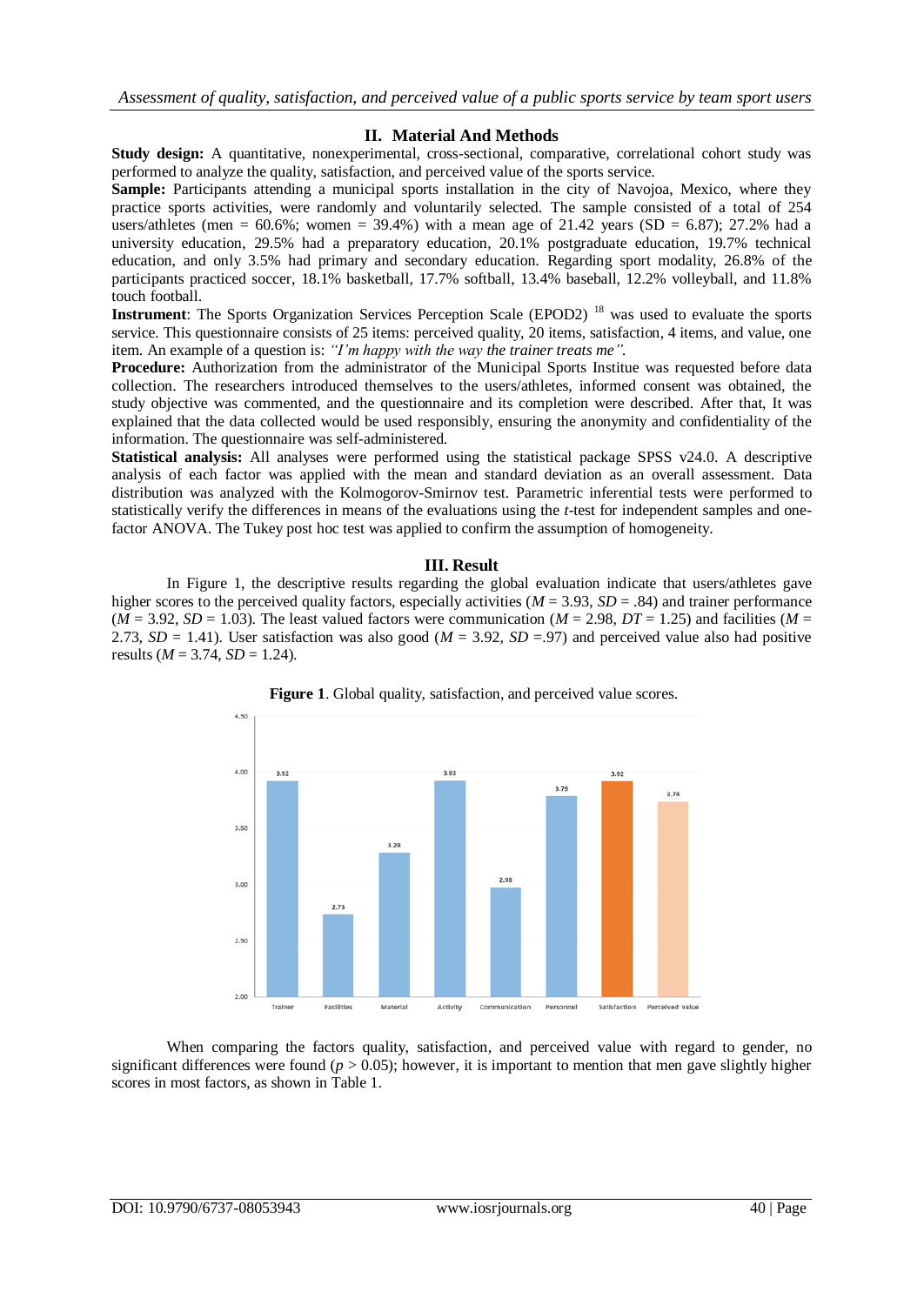## II. Material And Methods

**Study design:** A quantitative, nonexperimental, cross-sectional, comparative, correlational cohort study was performed to analyze the quality, satisfaction, and perceived value of the sports service.

**Sample:** Participants attending a municipal sports installation in the city of Navojoa, Mexico, where they practice sports activities, were randomly and voluntarily selected. The sample consisted of a total of 254 users/athletes (men = 60.6%; women = 39.4%) with a mean age of 21.42 years (SD = 6.87); 27.2% had a university education, 29.5% had a preparatory education, 20.1% postgraduate education, 19.7% technical education, and only 3.5% had primary and secondary education. Regarding sport modality, 26.8% of the participants practiced soccer, 18.1% basketball, 17.7% softball, 13.4% baseball, 12.2% volleyball, and 11.8% touch football.

**Instrument**: The Sports Organization Services Perception Scale (EPOD2) [18] was used to evaluate the sports service. This questionnaire consists of 25 items: perceived quality, 20 items, satisfaction, 4 items, and value, one item. An example of a question is: *"I'm happy with the way the trainer treats me"*.

**Procedure:** Authorization from the administrator of the Municipal Sports Institue was requested before data collection. The researchers introduced themselves to the users/athletes, informed consent was obtained, the study objective was commented, and the questionnaire and its completion were described. After that, It was explained that the data collected would be used responsibly, ensuring the anonymity and confidentiality of the information. The questionnaire was self-administered.

**Statistical analysis:** All analyses were performed using the statistical package SPSS v24.0. A descriptive analysis of each factor was applied with the mean and standard deviation as an overall assessment. Data distribution was analyzed with the Kolmogorov-Smirnov test. Parametric inferential tests were performed to statistically verify the differences in means of the evaluations using the *t*-test for independent samples and one-factor ANOVA. The Tukey post hoc test was applied to confirm the assumption of homogeneity.

## III. Result

In Figure 1, the descriptive results regarding the global evaluation indicate that users/athletes gave higher scores to the perceived quality factors, especially activities ($M$ = 3.93, $SD$ = .84) and trainer performance ($M$ = 3.92, $SD$ = 1.03). The least valued factors were communication ($M$ = 2.98, $DT$ = 1.25) and facilities ($M$ = 2.73, $SD$ = 1.41). User satisfaction was also good ($M$ = 3.92, $SD$ =.97) and perceived value also had positive results ($M$ = 3.74, $SD$ = 1.24).

**Figure 1**. Global quality, satisfaction, and perceived value scores.

| Factor | Score |
|---|---|
| Trainer | 3.92 |
| Facilities | 2.73 |
| Material | 3.28 |
| Activity | 3.93 |
| Communication | 2.98 |
| Personnel | 3.79 |
| Satisfaction | 3.92 |
| Perceived value | 3.74 |

When comparing the factors quality, satisfaction, and perceived value with regard to gender, no significant differences were found ($p$ > 0.05); however, it is important to mention that men gave slightly higher scores in most factors, as shown in Table 1.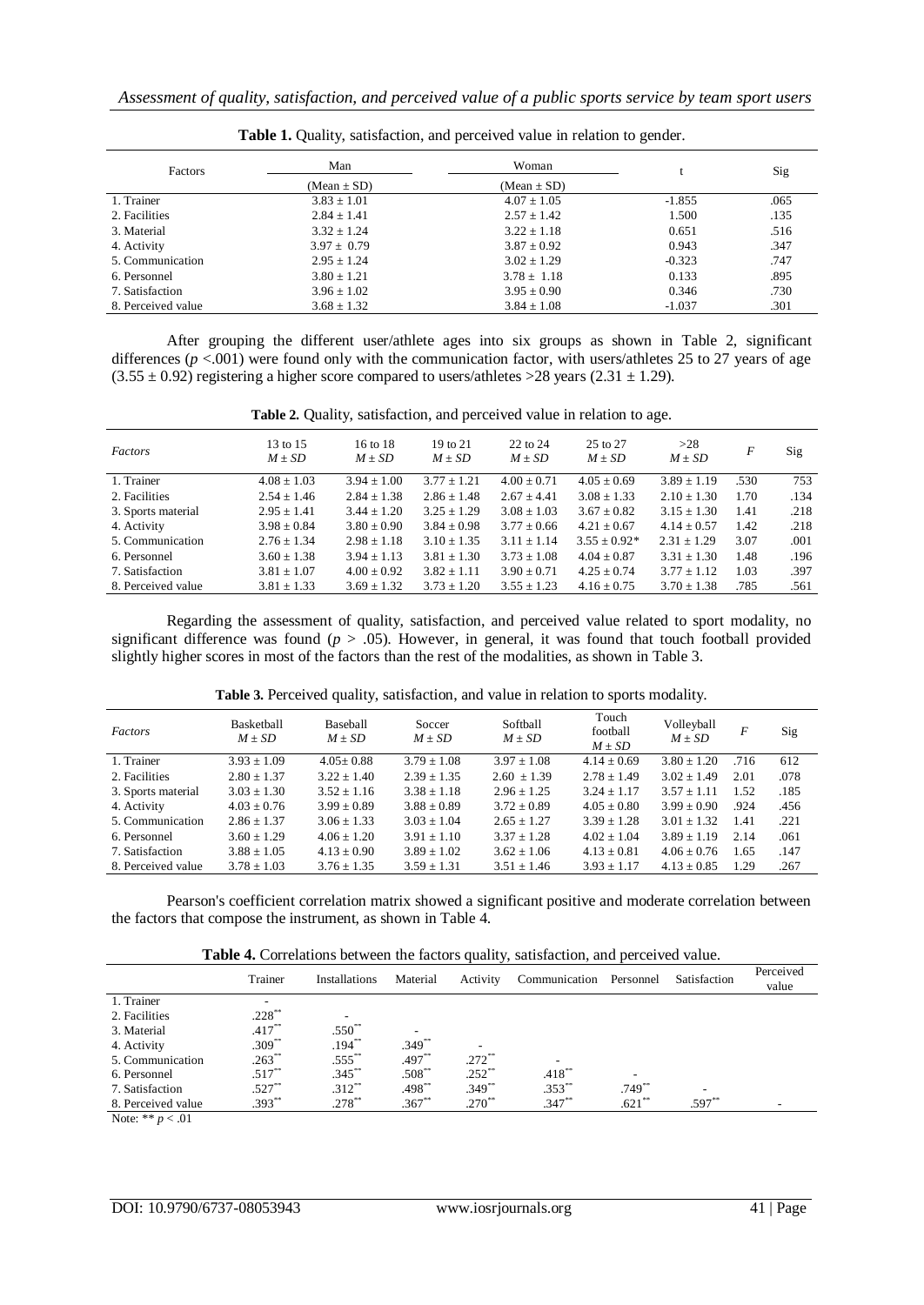**Table 1.** Quality, satisfaction, and perceived value in relation to gender.

| Factors | Man (Mean ± SD) | Woman (Mean ± SD) | t | Sig |
|---|---|---|---|---|
| 1. Trainer | 3.83 ± 1.01 | 4.07 ± 1.05 | -1.855 | .065 |
| 2. Facilities | 2.84 ± 1.41 | 2.57 ± 1.42 | 1.500 | .135 |
| 3. Material | 3.32 ± 1.24 | 3.22 ± 1.18 | 0.651 | .516 |
| 4. Activity | 3.97 ± 0.79 | 3.87 ± 0.92 | 0.943 | .347 |
| 5. Communication | 2.95 ± 1.24 | 3.02 ± 1.29 | -0.323 | .747 |
| 6. Personnel | 3.80 ± 1.21 | 3.78 ± 1.18 | 0.133 | .895 |
| 7. Satisfaction | 3.96 ± 1.02 | 3.95 ± 0.90 | 0.346 | .730 |
| 8. Perceived value | 3.68 ± 1.32 | 3.84 ± 1.08 | -1.037 | .301 |

After grouping the different user/athlete ages into six groups as shown in Table 2, significant differences ($p$ <.001) were found only with the communication factor, with users/athletes 25 to 27 years of age (3.55 ± 0.92) registering a higher score compared to users/athletes >28 years (2.31 ± 1.29).

**Table 2.** Quality, satisfaction, and perceived value in relation to age.

| *Factors* | 13 to 15 $M \pm SD$ | 16 to 18 $M \pm SD$ | 19 to 21 $M \pm SD$ | 22 to 24 $M \pm SD$ | 25 to 27 $M \pm SD$ | >28 $M \pm SD$ | $F$ | Sig |
|---|---|---|---|---|---|---|---|---|
| 1. Trainer | 4.08 ± 1.03 | 3.94 ± 1.00 | 3.77 ± 1.21 | 4.00 ± 0.71 | 4.05 ± 0.69 | 3.89 ± 1.19 | .530 | 753 |
| 2. Facilities | 2.54 ± 1.46 | 2.84 ± 1.38 | 2.86 ± 1.48 | 2.667 ± 4.41 | 3.08 ± 1.33 | 2.10 ± 1.30 | 1.70 | .134 |
| 3. Sports material | 2.95 ± 1.41 | 3.44 ± 1.20 | 3.25 ± 1.29 | 3.08 ± 1.03 | 3.67 ± 0.82 | 3.15 ± 1.30 | 1.41 | .218 |
| 4. Activity | 3.98 ± 0.84 | 3.80 ± 0.90 | 3.84 ± 0.98 | 3.77 ± 0.66 | 4.21 ± 0.67 | 4.14 ± 0.57 | 1.42 | .218 |
| 5. Communication | 2.76 ± 1.34 | 2.98 ± 1.18 | 3.10 ± 1.35 | 3.11 ± 1.14 | 3.55 ± 0.92* | 2.31 ± 1.29 | 3.07 | .001 |
| 6. Personnel | 3.60 ± 1.38 | 3.94 ± 1.13 | 3.81 ± 1.30 | 3.73 ± 1.08 | 4.04 ± 0.87 | 3.31 ± 1.30 | 1.48 | .196 |
| 7. Satisfaction | 3.81 ± 1.07 | 4.00 ± 0.92 | 3.82 ± 1.11 | 3.90 ± 0.71 | 4.25 ± 0.74 | 3.77 ± 1.12 | 1.03 | .397 |
| 8. Perceived value | 3.81 ± 1.33 | 3.69 ± 1.32 | 3.73 ± 1.20 | 3.55 ± 1.23 | 4.16 ± 0.75 | 3.70 ± 1.38 | .785 | .561 |

Regarding the assessment of quality, satisfaction, and perceived value related to sport modality, no significant difference was found ($p$ > .05). However, in general, it was found that touch football provided slightly higher scores in most of the factors than the rest of the modalities, as shown in Table 3.

**Table 3.** Perceived quality, satisfaction, and value in relation to sports modality.

| *Factors* | Basketball $M \pm SD$ | Baseball $M \pm SD$ | Soccer $M \pm SD$ | Softball $M \pm SD$ | Touch football $M \pm SD$ | Volleyball $M \pm SD$ | $F$ | Sig |
|---|---|---|---|---|---|---|---|---|
| 1. Trainer | 3.93 ± 1.09 | 4.05± 0.88 | 3.79 ± 1.08 | 3.97 ± 1.08 | 4.14 ± 0.69 | 3.80 ± 1.20 | .716 | 612 |
| 2. Facilities | 2.80 ± 1.37 | 3.22 ± 1.40 | 2.39 ± 1.35 | 2.60 ± 1.39 | 2.78 ± 1.49 | 3.02 ± 1.49 | 2.01 | .078 |
| 3. Sports material | 3.03 ± 1.30 | 3.52 ± 1.16 | 3.38 ± 1.18 | 2.96 ± 1.25 | 3.24 ± 1.17 | 3.57 ± 1.11 | 1.52 | .185 |
| 4. Activity | 4.03 ± 0.76 | 3.99 ± 0.89 | 3.88 ± 0.89 | 3.72 ± 0.89 | 4.05 ± 0.80 | 3.99 ± 0.90 | .924 | .456 |
| 5. Communication | 2.86 ± 1.37 | 3.06 ± 1.33 | 3.03 ± 1.04 | 2.65 ± 1.27 | 3.39 ± 1.28 | 3.01 ± 1.32 | 1.41 | .221 |
| 6. Personnel | 3.60 ± 1.29 | 4.06 ± 1.20 | 3.91 ± 1.10 | 3.37 ± 1.28 | 4.02 ± 1.04 | 3.89 ± 1.19 | 2.14 | .061 |
| 7. Satisfaction | 3.88 ± 1.05 | 4.13 ± 0.90 | 3.89 ± 1.02 | 3.62 ± 1.06 | 4.13 ± 0.81 | 4.06 ± 0.76 | 1.65 | .147 |
| 8. Perceived value | 3.78 ± 1.03 | 3.76 ± 1.35 | 3.59 ± 1.31 | 3.51 ± 1.46 | 3.93 ± 1.17 | 4.13 ± 0.85 | 1.29 | .267 |

Pearson's coefficient correlation matrix showed a significant positive and moderate correlation between the factors that compose the instrument, as shown in Table 4.

**Table 4.** Correlations between the factors quality, satisfaction, and perceived value.

| | Trainer | Installations | Material | Activity | Communication | Personnel | Satisfaction | Perceived value |
|---|---|---|---|---|---|---|---|---|
| 1. Trainer | - | | | | | | | |
| 2. Facilities | .228** | - | | | | | | |
| 3. Material | .417** | .550** | - | | | | | |
| 4. Activity | .309** | .194** | .349** | - | | | | |
| 5. Communication | .263** | .555** | .497** | .272** | - | | | |
| 6. Personnel | .517** | .345** | .508** | .252** | .418** | - | | |
| 7. Satisfaction | .527** | .312** | .498** | .349** | .353** | .749** | - | |
| 8. Perceived value | .393** | .278** | .367** | .270** | .347** | .621** | .597** | - |

Note: ** $p < .01$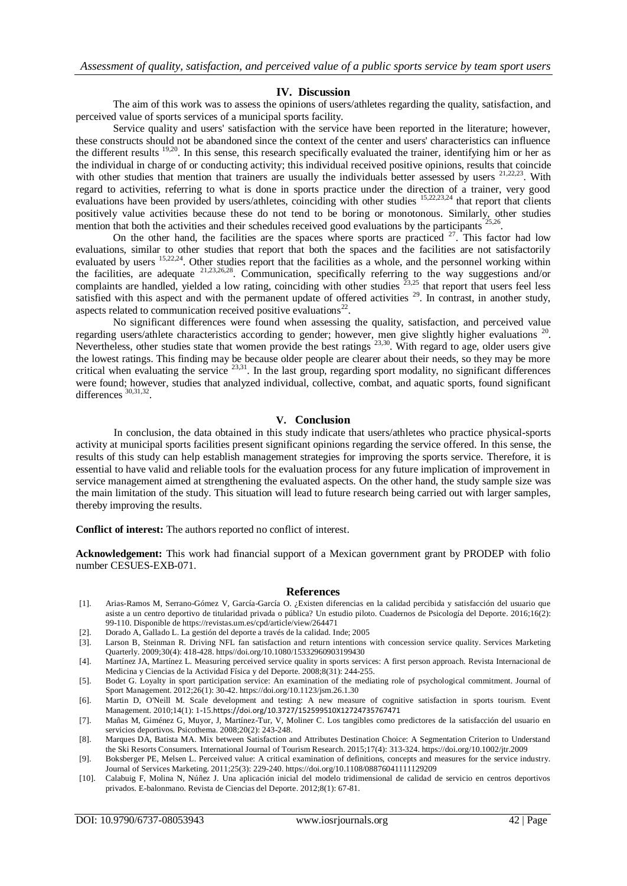## IV. Discussion

The aim of this work was to assess the opinions of users/athletes regarding the quality, satisfaction, and perceived value of sports services of a municipal sports facility.

Service quality and users' satisfaction with the service have been reported in the literature; however, these constructs should not be abandoned since the context of the center and users' characteristics can influence the different results [19,20]. In this sense, this research specifically evaluated the trainer, identifying him or her as the individual in charge of or conducting activity; this individual received positive opinions, results that coincide with other studies that mention that trainers are usually the individuals better assessed by users [21,22,23]. With regard to activities, referring to what is done in sports practice under the direction of a trainer, very good evaluations have been provided by users/athletes, coinciding with other studies [15,22,23,24] that report that clients positively value activities because these do not tend to be boring or monotonous. Similarly, other studies mention that both the activities and their schedules received good evaluations by the participants [25,26].

On the other hand, the facilities are the spaces where sports are practiced [27]. This factor had low evaluations, similar to other studies that report that both the spaces and the facilities are not satisfactorily evaluated by users [15,22,24]. Other studies report that the facilities as a whole, and the personnel working within the facilities, are adequate [21,23,26,28]. Communication, specifically referring to the way suggestions and/or complaints are handled, yielded a low rating, coinciding with other studies [23,25] that report that users feel less satisfied with this aspect and with the permanent update of offered activities [29]. In contrast, in another study, aspects related to communication received positive evaluations[22].

No significant differences were found when assessing the quality, satisfaction, and perceived value regarding users/athlete characteristics according to gender; however, men give slightly higher evaluations [20]. Nevertheless, other studies state that women provide the best ratings [23,30]. With regard to age, older users give the lowest ratings. This finding may be because older people are clearer about their needs, so they may be more critical when evaluating the service [23,31]. In the last group, regarding sport modality, no significant differences were found; however, studies that analyzed individual, collective, combat, and aquatic sports, found significant differences [30,31,32].

## V. Conclusion

In conclusion, the data obtained in this study indicate that users/athletes who practice physical-sports activity at municipal sports facilities present significant opinions regarding the service offered. In this sense, the results of this study can help establish management strategies for improving the sports service. Therefore, it is essential to have valid and reliable tools for the evaluation process for any future implication of improvement in service management aimed at strengthening the evaluated aspects. On the other hand, the study sample size was the main limitation of the study. This situation will lead to future research being carried out with larger samples, thereby improving the results.

**Conflict of interest:** The authors reported no conflict of interest.

**Acknowledgement:** This work had financial support of a Mexican government grant by PRODEP with folio number CESUES-EXB-071.

## References

[1]. Arias-Ramos M, Serrano-Gómez V, García-García O. ¿Existen diferencias en la calidad percibida y satisfacción del usuario que asiste a un centro deportivo de titularidad privada o pública? Un estudio piloto. Cuadernos de Psicología del Deporte. 2016;16(2): 99-110. Disponible de https://revistas.um.es/cpd/article/view/264471

[2]. Dorado A, Gallado L. La gestión del deporte a través de la calidad. Inde; 2005

[3]. Larson B, Steinman R. Driving NFL fan satisfaction and return intentions with concession service quality. Services Marketing Quarterly. 2009;30(4): 418-428. https//doi.org/10.1080/15332960903199430

[4]. Martínez JA, Martínez L. Measuring perceived service quality in sports services: A first person approach. Revista Internacional de Medicina y Ciencias de la Actividad Física y del Deporte. 2008;8(31): 244-255.

[5]. Bodet G. Loyalty in sport participation service: An examination of the mediating role of psychological commitment. Journal of Sport Management. 2012;26(1): 30-42. https://doi.org/10.1123/jsm.26.1.30

[6]. Martin D, O'Neill M. Scale development and testing: A new measure of cognitive satisfaction in sports tourism. Event Management. 2010;14(1): 1-15.https://doi.org/10.3727/152599510X12724735767471

[7]. Mañas M, Giménez G, Muyor, J, Martínez-Tur, V, Moliner C. Los tangibles como predictores de la satisfacción del usuario en servicios deportivos. Psicothema. 2008;20(2): 243-248.

[8]. Marques DA, Batista MA. Mix between Satisfaction and Attributes Destination Choice: A Segmentation Criterion to Understand the Ski Resorts Consumers. International Journal of Tourism Research. 2015;17(4): 313-324. https://doi.org/10.1002/jtr.2009

[9]. Boksberger PE, Melsen L. Perceived value: A critical examination of definitions, concepts and measures for the service industry. Journal of Services Marketing. 2011;25(3): 229-240. https://doi.org/10.1108/08876041111129209

[10]. Calabuig F, Molina N, Núñez J. Una aplicación inicial del modelo tridimensional de calidad de servicio en centros deportivos privados. E-balonmano. Revista de Ciencias del Deporte. 2012;8(1): 67-81.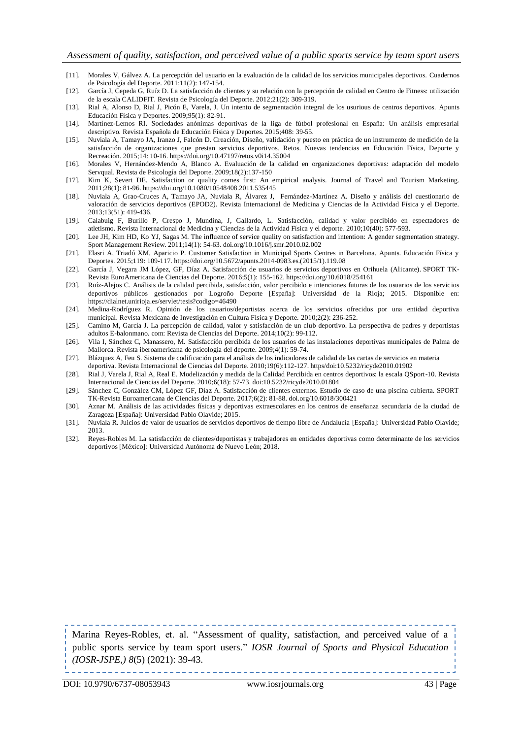[11]. Morales V, Gálvez A. La percepción del usuario en la evaluación de la calidad de los servicios municipales deportivos. Cuadernos de Psicología del Deporte. 2011;11(2): 147-154.

[12]. García J, Cepeda G, Ruíz D. La satisfacción de clientes y su relación con la percepción de calidad en Centro de Fitness: utilización de la escala CALIDFIT. Revista de Psicología del Deporte. 2012;21(2): 309-319.

[13]. Rial A, Alonso D, Rial J, Picón E, Varela, J. Un intento de segmentaciòn integral de los usurious de centros deportivos. Apunts Educación Física y Deportes. 2009;95(1): 82-91.

[14]. Martínez-Lemos RI. Sociedades anónimas deportivas de la liga de fútbol profesional en España: Un análisis empresarial descriptivo. Revista Española de Educación Física y Deportes. 2015;408: 39-55.

[15]. Nuviala A, Tamayo JA, Iranzo J, Falcón D. Creación, Diseño, validación y puesto en práctica de un instrumento de medición de la satisfacción de organizaciones que prestan servicios deportivos. Retos. Nuevas tendencias en Educación Física, Deporte y Recreación. 2015;14: 10-16. https://doi.org/10.47197/retos.v0i14.35004

[16]. Morales V, Hernández-Mendo A, Blanco A. Evaluación de la calidad en organizaciones deportivas: adaptación del modelo Servqual. Revista de Psicología del Deporte. 2009;18(2):137-150

[17]. Kim K, Severt DE. Satisfaction or quality comes first: An empirical analysis. Journal of Travel and Tourism Marketing. 2011;28(1): 81-96. https://doi.org/10.1080/10548408.2011.535445

[18]. Nuviala A, Grao-Cruces A, Tamayo JA, Nuviala R, Álvarez J, Fernández-Martínez A. Diseño y análisis del cuestionario de valoración de servicios deportivos (EPOD2). Revista Internacional de Medicina y Ciencias de la Actividad Física y el Deporte. 2013;13(51): 419-436.

[19]. Calabuig F, Burillo P, Crespo J, Mundina, J, Gallardo, L. Satisfacción, calidad y valor percibido en espectadores de atletismo. Revista Internacional de Medicina y Ciencias de la Actividad Física y el deporte. 2010;10(40): 577-593.

[20]. Lee JH, Kim HD, Ko YJ, Sagas M. The influence of service quality on satisfaction and intention: A gender segmentation strategy. Sport Management Review. 2011;14(1): 54-63. doi.org/10.1016/j.smr.2010.02.002

[21]. Elasri A, Triadó XM, Aparicio P. Customer Satisfaction in Municipal Sports Centres in Barcelona. Apunts. Educación Física y Deportes. 2015;119: 109-117. https://doi.org/10.5672/apunts.2014-0983.es.(2015/1).119.08

[22]. García J, Vegara JM López, GF, Díaz A. Satisfacción de usuarios de servicios deportivos en Orihuela (Alicante). SPORT TK-Revista EuroAmericana de Ciencias del Deporte. 2016;5(1): 155-162. https://doi.org/10.6018/254161

[23]. Ruíz-Alejos C. Análisis de la calidad percibida, satisfacción, valor percibido e intenciones futuras de los usuarios de los servicios deportivos públicos gestionados por Logroño Deporte [España]: Universidad de la Rioja; 2015. Disponible en: https://dialnet.unirioja.es/servlet/tesis?codigo=46490

[24]. Medina-Rodríguez R. Opinión de los usuarios/deportistas acerca de los servicios ofrecidos por una entidad deportiva municipal. Revista Mexicana de Investigación en Cultura Física y Deporte. 2010;2(2): 236-252.

[25]. Camino M, García J. La percepción de calidad, valor y satisfacción de un club deportivo. La perspectiva de padres y deportistas adultos E-balonmano. com: Revista de Ciencias del Deporte. 2014;10(2): 99-112.

[26]. Vila I, Sánchez C, Manassero, M. Satisfacción percibida de los usuarios de las instalaciones deportivas municipales de Palma de Mallorca. Revista iberoamericana de psicología del deporte. 2009;4(1): 59-74.

[27]. Blázquez A, Feu S. Sistema de codificación para el análisis de los indicadores de calidad de las cartas de servicios en materia deportiva. Revista Internacional de Ciencias del Deporte. 2010;19(6):112-127. https/doi:10.5232/ricyde2010.01902

[28]. Rial J, Varela J, Rial A, Real E. Modelización y medida de la Calidad Percibida en centros deportivos: la escala QSport-10. Revista Internacional de Ciencias del Deporte. 2010;6(18): 57-73. doi:10.5232/ricyde2010.01804

[29]. Sánchez C, González CM, López GF, Díaz A. Satisfacción de clientes externos. Estudio de caso de una piscina cubierta. SPORT TK-Revista Euroamericana de Ciencias del Deporte. 2017;6(2): 81-88. doi.org/10.6018/300421

[30]. Aznar M. Análisis de las actividades físicas y deportivas extraescolares en los centros de enseñanza secundaria de la ciudad de Zaragoza [España]: Universidad Pablo Olavide; 2015.

[31]. Nuviala R. Juicios de valor de usuarios de servicios deportivos de tiempo libre de Andalucía [España]: Universidad Pablo Olavide; 2013.

[32]. Reyes-Robles M. La satisfacción de clientes/deportistas y trabajadores en entidades deportivas como determinante de los servicios deportivos [México]: Universidad Autónoma de Nuevo León; 2018.

Marina Reyes-Robles, et. al. "Assessment of quality, satisfaction, and perceived value of a public sports service by team sport users." *IOSR Journal of Sports and Physical Education (IOSR-JSPE,) 8*(5) (2021): 39-43.